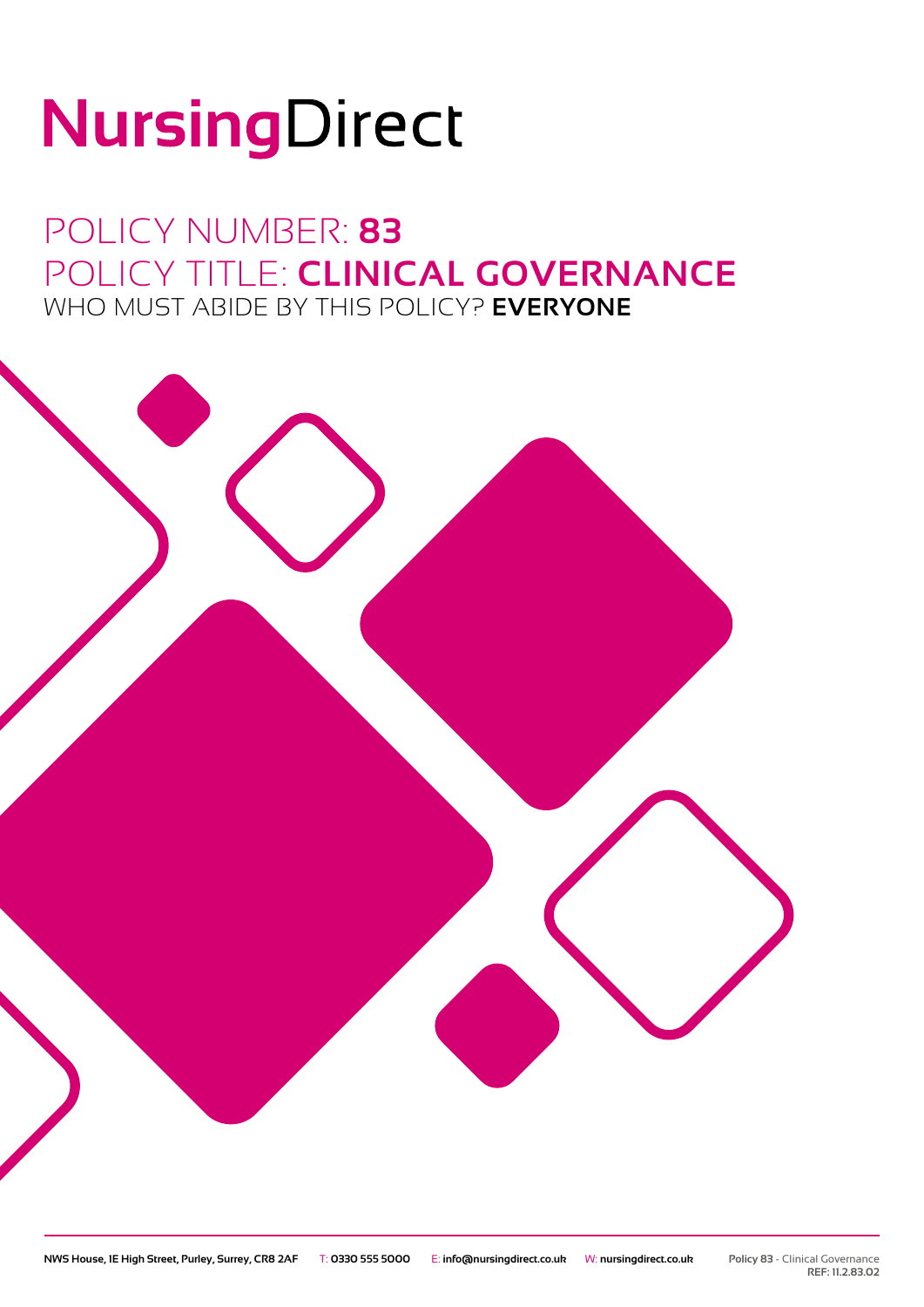# NursingDirect

## POLICY NUMBER: **83**
## POLICY TITLE: **CLINICAL GOVERNANCE**
### WHO MUST ABIDE BY THIS POLICY? **EVERYONE**

NWS House, 1E High Street, Purley, Surrey, CR8 2AF T: 0330 555 5000 E: info@nursingdirect.co.uk W: nursingdirect.co.uk

Policy 83 - Clinical Governance
REF: 11.2.83.02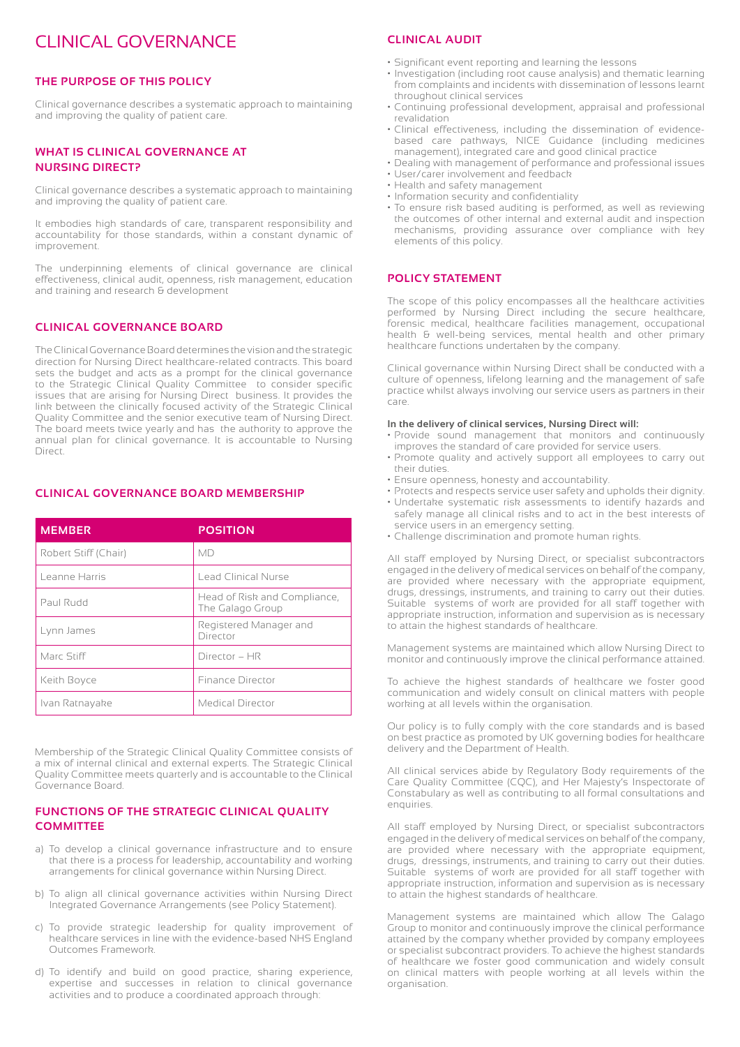# CLINICAL GOVERNANCE

## THE PURPOSE OF THIS POLICY

Clinical governance describes a systematic approach to maintaining and improving the quality of patient care.

## WHAT IS CLINICAL GOVERNANCE AT NURSING DIRECT?

Clinical governance describes a systematic approach to maintaining and improving the quality of patient care.

It embodies high standards of care, transparent responsibility and accountability for those standards, within a constant dynamic of improvement.

The underpinning elements of clinical governance are clinical effectiveness, clinical audit, openness, risk management, education and training and research & development

## CLINICAL GOVERNANCE BOARD

The Clinical Governance Board determines the vision and the strategic direction for Nursing Direct healthcare-related contracts. This board sets the budget and acts as a prompt for the clinical governance to the Strategic Clinical Quality Committee to consider specific issues that are arising for Nursing Direct business. It provides the link between the clinically focused activity of the Strategic Clinical Quality Committee and the senior executive team of Nursing Direct. The board meets twice yearly and has the authority to approve the annual plan for clinical governance. It is accountable to Nursing Direct.

## CLINICAL GOVERNANCE BOARD MEMBERSHIP

| MEMBER | POSITION |
|---|---|
| Robert Stiff (Chair) | MD |
| Leanne Harris | Lead Clinical Nurse |
| Paul Rudd | Head of Risk and Compliance, The Galago Group |
| Lynn James | Registered Manager and Director |
| Marc Stiff | Director – HR |
| Keith Boyce | Finance Director |
| Ivan Ratnayake | Medical Director |

Membership of the Strategic Clinical Quality Committee consists of a mix of internal clinical and external experts. The Strategic Clinical Quality Committee meets quarterly and is accountable to the Clinical Governance Board.

## FUNCTIONS OF THE STRATEGIC CLINICAL QUALITY COMMITTEE

a) To develop a clinical governance infrastructure and to ensure that there is a process for leadership, accountability and working arrangements for clinical governance within Nursing Direct.

b) To align all clinical governance activities within Nursing Direct Integrated Governance Arrangements (see Policy Statement).

c) To provide strategic leadership for quality improvement of healthcare services in line with the evidence-based NHS England Outcomes Framework.

d) To identify and build on good practice, sharing experience, expertise and successes in relation to clinical governance activities and to produce a coordinated approach through:

## CLINICAL AUDIT

- Significant event reporting and learning the lessons
- Investigation (including root cause analysis) and thematic learning from complaints and incidents with dissemination of lessons learnt throughout clinical services
- Continuing professional development, appraisal and professional revalidation
- Clinical effectiveness, including the dissemination of evidence-based care pathways, NICE Guidance (including medicines management), integrated care and good clinical practice
- Dealing with management of performance and professional issues
- User/carer involvement and feedback
- Health and safety management
- Information security and confidentiality
- To ensure risk based auditing is performed, as well as reviewing the outcomes of other internal and external audit and inspection mechanisms, providing assurance over compliance with key elements of this policy.

## POLICY STATEMENT

The scope of this policy encompasses all the healthcare activities performed by Nursing Direct including the secure healthcare, forensic medical, healthcare facilities management, occupational health & well-being services, mental health and other primary healthcare functions undertaken by the company.

Clinical governance within Nursing Direct shall be conducted with a culture of openness, lifelong learning and the management of safe practice whilst always involving our service users as partners in their care.

**In the delivery of clinical services, Nursing Direct will:**

- Provide sound management that monitors and continuously improves the standard of care provided for service users.
- Promote quality and actively support all employees to carry out their duties.
- Ensure openness, honesty and accountability.
- Protects and respects service user safety and upholds their dignity.
- Undertake systematic risk assessments to identify hazards and safely manage all clinical risks and to act in the best interests of service users in an emergency setting.
- Challenge discrimination and promote human rights.

All staff employed by Nursing Direct, or specialist subcontractors engaged in the delivery of medical services on behalf of the company, are provided where necessary with the appropriate equipment, drugs, dressings, instruments, and training to carry out their duties. Suitable systems of work are provided for all staff together with appropriate instruction, information and supervision as is necessary to attain the highest standards of healthcare.

Management systems are maintained which allow Nursing Direct to monitor and continuously improve the clinical performance attained.

To achieve the highest standards of healthcare we foster good communication and widely consult on clinical matters with people working at all levels within the organisation.

Our policy is to fully comply with the core standards and is based on best practice as promoted by UK governing bodies for healthcare delivery and the Department of Health.

All clinical services abide by Regulatory Body requirements of the Care Quality Commission (CQC), and Her Majesty's Inspectorate of Constabulary as well as contributing to all formal consultations and enquiries.

All staff employed by Nursing Direct, or specialist subcontractors engaged in the delivery of medical services on behalf of the company, are provided where necessary with the appropriate equipment, drugs, dressings, instruments, and training to carry out their duties. Suitable systems of work are provided for all staff together with appropriate instruction, information and supervision as is necessary to attain the highest standards of healthcare.

Management systems are maintained which allow The Galago Group to monitor and continuously improve the clinical performance attained by the company whether provided by company employees or specialist subcontract providers. To achieve the highest standards of healthcare we foster good communication and widely consult on clinical matters with people working at all levels within the organisation.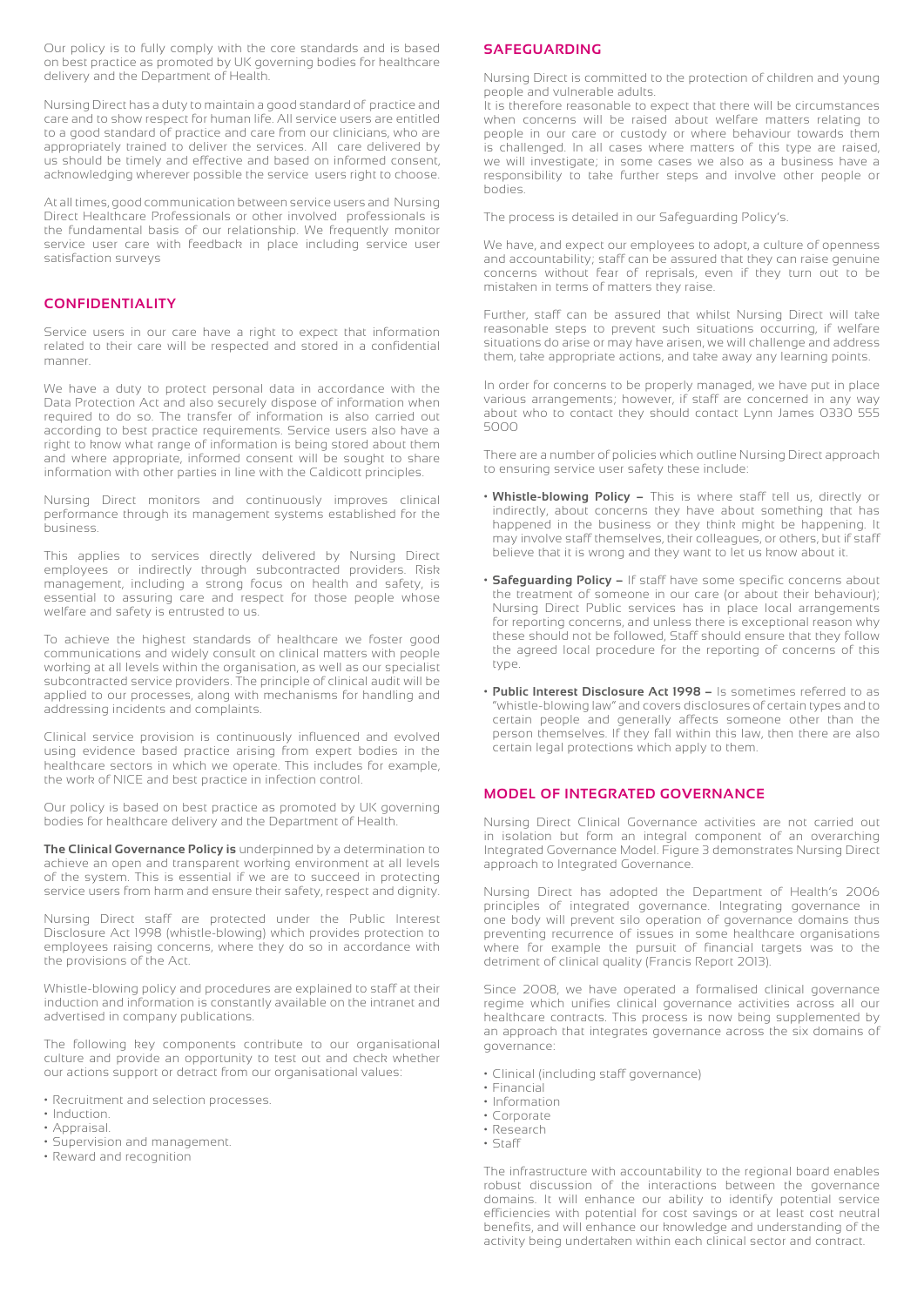Our policy is to fully comply with the core standards and is based on best practice as promoted by UK governing bodies for healthcare delivery and the Department of Health.

Nursing Direct has a duty to maintain a good standard of practice and care and to show respect for human life. All service users are entitled to a good standard of practice and care from our clinicians, who are appropriately trained to deliver the services. All care delivered by us should be timely and effective and based on informed consent, acknowledging wherever possible the service users right to choose.

At all times, good communication between service users and Nursing Direct Healthcare Professionals or other involved professionals is the fundamental basis of our relationship. We frequently monitor service user care with feedback in place including service user satisfaction surveys

## CONFIDENTIALITY

Service users in our care have a right to expect that information related to their care will be respected and stored in a confidential manner.

We have a duty to protect personal data in accordance with the Data Protection Act and also securely dispose of information when required to do so. The transfer of information is also carried out according to best practice requirements. Service users also have a right to know what range of information is being stored about them and where appropriate, informed consent will be sought to share information with other parties in line with the Caldicott principles.

Nursing Direct monitors and continuously improves clinical performance through its management systems established for the business.

This applies to services directly delivered by Nursing Direct employees or indirectly through subcontracted providers. Risk management, including a strong focus on health and safety, is essential to assuring care and respect for those people whose welfare and safety is entrusted to us.

To achieve the highest standards of healthcare we foster good communications and widely consult on clinical matters with people working at all levels within the organisation, as well as our specialist subcontracted service providers. The principle of clinical audit will be applied to our processes, along with mechanisms for handling and addressing incidents and complaints.

Clinical service provision is continuously influenced and evolved using evidence based practice arising from expert bodies in the healthcare sectors in which we operate. This includes for example, the work of NICE and best practice in infection control.

Our policy is based on best practice as promoted by UK governing bodies for healthcare delivery and the Department of Health.

**The Clinical Governance Policy is** underpinned by a determination to achieve an open and transparent working environment at all levels of the system. This is essential if we are to succeed in protecting service users from harm and ensure their safety, respect and dignity.

Nursing Direct staff are protected under the Public Interest Disclosure Act 1998 (whistle-blowing) which provides protection to employees raising concerns, where they do so in accordance with the provisions of the Act.

Whistle-blowing policy and procedures are explained to staff at their induction and information is constantly available on the intranet and advertised in company publications.

The following key components contribute to our organisational culture and provide an opportunity to test out and check whether our actions support or detract from our organisational values:

- Recruitment and selection processes.
- Induction.
- Appraisal.
- Supervision and management.
- Reward and recognition

## SAFEGUARDING

Nursing Direct is committed to the protection of children and young people and vulnerable adults.
It is therefore reasonable to expect that there will be circumstances when concerns will be raised about welfare matters relating to people in our care or custody or where behaviour towards them is challenged. In all cases where matters of this type are raised, we will investigate; in some cases we also as a business have a responsibility to take further steps and involve other people or bodies.

The process is detailed in our Safeguarding Policy's.

We have, and expect our employees to adopt, a culture of openness and accountability; staff can be assured that they can raise genuine concerns without fear of reprisals, even if they turn out to be mistaken in terms of matters they raise.

Further, staff can be assured that whilst Nursing Direct will take reasonable steps to prevent such situations occurring, if welfare situations do arise or may have arisen, we will challenge and address them, take appropriate actions, and take away any learning points.

In order for concerns to be properly managed, we have put in place various arrangements; however, if staff are concerned in any way about who to contact they should contact Lynn James 0330 555 5000

There are a number of policies which outline Nursing Direct approach to ensuring service user safety these include:

- **Whistle-blowing Policy –** This is where staff tell us, directly or indirectly, about concerns they have about something that has happened in the business or they think might be happening. It may involve staff themselves, their colleagues, or others, but if staff believe that it is wrong and they want to let us know about it.
- **Safeguarding Policy –** If staff have some specific concerns about the treatment of someone in our care (or about their behaviour); Nursing Direct Public services has in place local arrangements for reporting concerns, and unless there is exceptional reason why these should not be followed, Staff should ensure that they follow the agreed local procedure for the reporting of concerns of this type.
- **Public Interest Disclosure Act 1998 –** Is sometimes referred to as "whistle-blowing law" and covers disclosures of certain types and to certain people and generally affects someone other than the person themselves. If they fall within this law, then there are also certain legal protections which apply to them.

## MODEL OF INTEGRATED GOVERNANCE

Nursing Direct Clinical Governance activities are not carried out in isolation but form an integral component of an overarching Integrated Governance Model. Figure 3 demonstrates Nursing Direct approach to Integrated Governance.

Nursing Direct has adopted the Department of Health's 2006 principles of integrated governance. Integrating governance in one body will prevent silo operation of governance domains thus preventing recurrence of issues in some healthcare organisations where for example the pursuit of financial targets was to the detriment of clinical quality (Francis Report 2013).

Since 2008, we have operated a formalised clinical governance regime which unifies clinical governance activities across all our healthcare contracts. This process is now being supplemented by an approach that integrates governance across the six domains of governance:

- Clinical (including staff governance)
- Financial
- Information
- Corporate
- Research
- Staff

The infrastructure with accountability to the regional board enables robust discussion of the interactions between the governance domains. It will enhance our ability to identify potential service efficiencies with potential for cost savings or at least cost neutral benefits, and will enhance our knowledge and understanding of the activity being undertaken within each clinical sector and contract.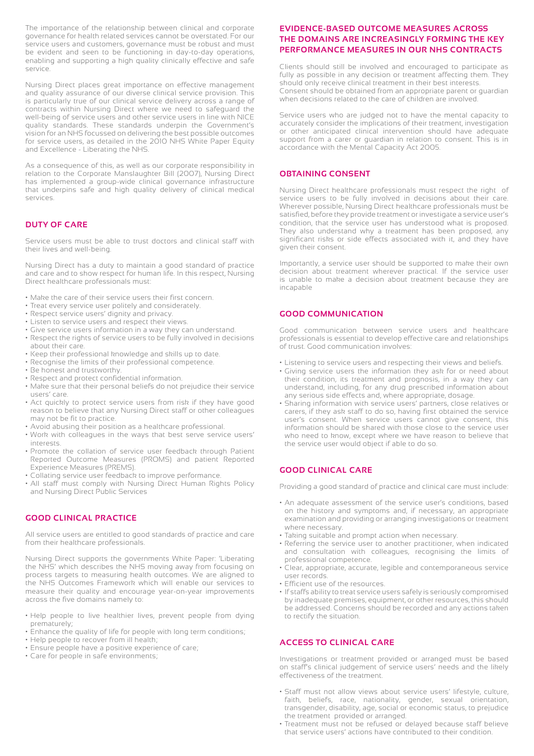The importance of the relationship between clinical and corporate governance for health related services cannot be overstated. For our service users and customers, governance must be robust and must be evident and seen to be functioning in day-to-day operations, enabling and supporting a high quality clinically effective and safe service.

Nursing Direct places great importance on effective management and quality assurance of our diverse clinical service provision. This is particularly true of our clinical service delivery across a range of contracts within Nursing Direct where we need to safeguard the well-being of service users and other service users in line with NICE quality standards. These standards underpin the Government's vision for an NHS focussed on delivering the best possible outcomes for service users, as detailed in the 2010 NHS White Paper Equity and Excellence - Liberating the NHS.

As a consequence of this, as well as our corporate responsibility in relation to the Corporate Manslaughter Bill (2007), Nursing Direct has implemented a group-wide clinical governance infrastructure that underpins safe and high quality delivery of clinical medical services.

## DUTY OF CARE

Service users must be able to trust doctors and clinical staff with their lives and well-being.

Nursing Direct has a duty to maintain a good standard of practice and care and to show respect for human life. In this respect, Nursing Direct healthcare professionals must:

- Make the care of their service users their first concern.
- Treat every service user politely and considerately.
- Respect service users' dignity and privacy.
- Listen to service users and respect their views.
- Give service users information in a way they can understand.
- Respect the rights of service users to be fully involved in decisions about their care.
- Keep their professional knowledge and skills up to date.
- Recognise the limits of their professional competence.
- Be honest and trustworthy.
- Respect and protect confidential information.
- Make sure that their personal beliefs do not prejudice their service users' care.
- Act quickly to protect service users from risk if they have good reason to believe that any Nursing Direct staff or other colleagues may not be fit to practice.
- Avoid abusing their position as a healthcare professional.
- Work with colleagues in the ways that best serve service users' interests.
- Promote the collation of service user feedback through Patient Reported Outcome Measures (PROMS) and patient Reported Experience Measures (PREMS).
- Collating service user feedback to improve performance.
- All staff must comply with Nursing Direct Human Rights Policy and Nursing Direct Public Services

## GOOD CLINICAL PRACTICE

All service users are entitled to good standards of practice and care from their healthcare professionals.

Nursing Direct supports the governments White Paper: 'Liberating the NHS' which describes the NHS moving away from focusing on process targets to measuring health outcomes. We are aligned to the NHS Outcomes Framework which will enable our services to measure their quality and encourage year-on-year improvements across the five domains namely to:

- Help people to live healthier lives, prevent people from dying prematurely;
- Enhance the quality of life for people with long term conditions;
- Help people to recover from ill health;
- Ensure people have a positive experience of care;
- Care for people in safe environments;

## EVIDENCE-BASED OUTCOME MEASURES ACROSS THE DOMAINS ARE INCREASINGLY FORMING THE KEY PERFORMANCE MEASURES IN OUR NHS CONTRACTS

Clients should still be involved and encouraged to participate as fully as possible in any decision or treatment affecting them. They should only receive clinical treatment in their best interests.
Consent should be obtained from an appropriate parent or guardian when decisions related to the care of children are involved.

Service users who are judged not to have the mental capacity to accurately consider the implications of their treatment, investigation or other anticipated clinical intervention should have adequate support from a carer or guardian in relation to consent. This is in accordance with the Mental Capacity Act 2005.

## OBTAINING CONSENT

Nursing Direct healthcare professionals must respect the right of service users to be fully involved in decisions about their care. Wherever possible, Nursing Direct healthcare professionals must be satisfied, before they provide treatment or investigate a service user's condition, that the service user has understood what is proposed. They also understand why a treatment has been proposed, any significant risks or side effects associated with it, and they have given their consent.

Importantly, a service user should be supported to make their own decision about treatment wherever practical. If the service user is unable to make a decision about treatment because they are incapable

## GOOD COMMUNICATION

Good communication between service users and healthcare professionals is essential to develop effective care and relationships of trust. Good communication involves:

- Listening to service users and respecting their views and beliefs.
- Giving service users the information they ask for or need about their condition, its treatment and prognosis, in a way they can understand, including, for any drug prescribed information about any serious side effects and, where appropriate, dosage.
- Sharing information with service users' partners, close relatives or carers, if they ask staff to do so, having first obtained the service user's consent. When service users cannot give consent, this information should be shared with those close to the service user who need to know, except where we have reason to believe that the service user would object if able to do so.

## GOOD CLINICAL CARE

Providing a good standard of practice and clinical care must include:

- An adequate assessment of the service user's conditions, based on the history and symptoms and, if necessary, an appropriate examination and providing or arranging investigations or treatment where necessary.
- Taking suitable and prompt action when necessary.
- Referring the service user to another practitioner, when indicated and consultation with colleagues, recognising the limits of professional competence.
- Clear, appropriate, accurate, legible and contemporaneous service user records.
- Efficient use of the resources.
- If staffs ability to treat service users safely is seriously compromised by inadequate premises, equipment, or other resources, this should be addressed. Concerns should be recorded and any actions taken to rectify the situation.

## ACCESS TO CLINICAL CARE

Investigations or treatment provided or arranged must be based on staff's clinical judgement of service users' needs and the likely effectiveness of the treatment.

- Staff must not allow views about service users' lifestyle, culture, faith, beliefs, race, nationality, gender, sexual orientation, transgender, disability, age, social or economic status, to prejudice the treatment provided or arranged.
- Treatment must not be refused or delayed because staff believe that service users' actions have contributed to their condition.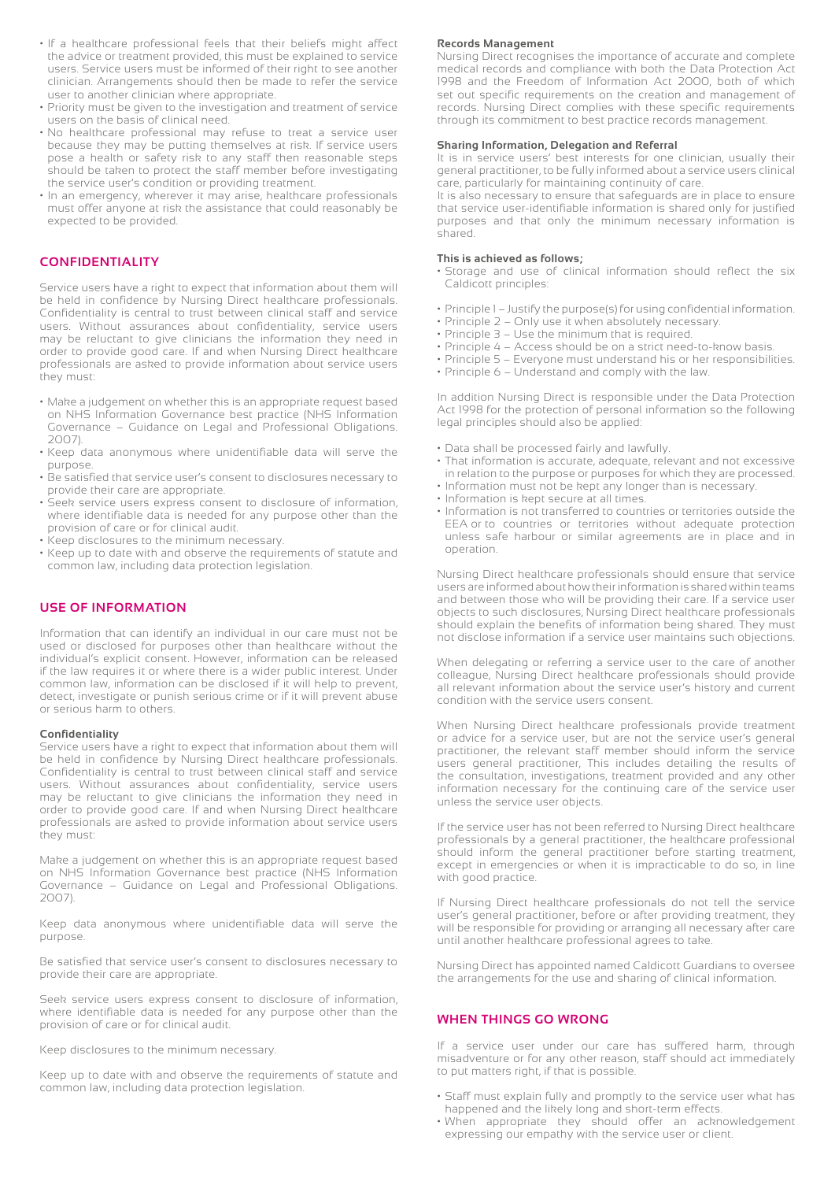- If a healthcare professional feels that their beliefs might affect the advice or treatment provided, this must be explained to service users. Service users must be informed of their right to see another clinician. Arrangements should then be made to refer the service user to another clinician where appropriate.
- Priority must be given to the investigation and treatment of service users on the basis of clinical need.
- No healthcare professional may refuse to treat a service user because they may be putting themselves at risk. If service users pose a health or safety risk to any staff then reasonable steps should be taken to protect the staff member before investigating the service user's condition or providing treatment.
- In an emergency, wherever it may arise, healthcare professionals must offer anyone at risk the assistance that could reasonably be expected to be provided.

## CONFIDENTIALITY

Service users have a right to expect that information about them will be held in confidence by Nursing Direct healthcare professionals. Confidentiality is central to trust between clinical staff and service users. Without assurances about confidentiality, service users may be reluctant to give clinicians the information they need in order to provide good care. If and when Nursing Direct healthcare professionals are asked to provide information about service users they must:

- Make a judgement on whether this is an appropriate request based on NHS Information Governance best practice (NHS Information Governance – Guidance on Legal and Professional Obligations. 2007).
- Keep data anonymous where unidentifiable data will serve the purpose.
- Be satisfied that service user's consent to disclosures necessary to provide their care are appropriate.
- Seek service users express consent to disclosure of information, where identifiable data is needed for any purpose other than the provision of care or for clinical audit.
- Keep disclosures to the minimum necessary.
- Keep up to date with and observe the requirements of statute and common law, including data protection legislation.

## USE OF INFORMATION

Information that can identify an individual in our care must not be used or disclosed for purposes other than healthcare without the individual's explicit consent. However, information can be released if the law requires it or where there is a wider public interest. Under common law, information can be disclosed if it will help to prevent, detect, investigate or punish serious crime or if it will prevent abuse or serious harm to others.

**Confidentiality**
Service users have a right to expect that information about them will be held in confidence by Nursing Direct healthcare professionals. Confidentiality is central to trust between clinical staff and service users. Without assurances about confidentiality, service users may be reluctant to give clinicians the information they need in order to provide good care. If and when Nursing Direct healthcare professionals are asked to provide information about service users they must:

Make a judgement on whether this is an appropriate request based on NHS Information Governance best practice (NHS Information Governance – Guidance on Legal and Professional Obligations. 2007).

Keep data anonymous where unidentifiable data will serve the purpose.

Be satisfied that service user's consent to disclosures necessary to provide their care are appropriate.

Seek service users express consent to disclosure of information, where identifiable data is needed for any purpose other than the provision of care or for clinical audit.

Keep disclosures to the minimum necessary.

Keep up to date with and observe the requirements of statute and common law, including data protection legislation.

**Records Management**
Nursing Direct recognises the importance of accurate and complete medical records and compliance with both the Data Protection Act 1998 and the Freedom of Information Act 2000, both of which set out specific requirements on the creation and management of records. Nursing Direct complies with these specific requirements through its commitment to best practice records management.

**Sharing Information, Delegation and Referral**
It is in service users' best interests for one clinician, usually their general practitioner, to be fully informed about a service users clinical care, particularly for maintaining continuity of care.
It is also necessary to ensure that safeguards are in place to ensure that service user-identifiable information is shared only for justified purposes and that only the minimum necessary information is shared.

**This is achieved as follows;**

- Storage and use of clinical information should reflect the six Caldicott principles:

- Principle 1 – Justify the purpose(s) for using confidential information.
- Principle 2 – Only use it when absolutely necessary.
- Principle 3 – Use the minimum that is required.
- Principle 4 – Access should be on a strict need-to-know basis.
- Principle 5 – Everyone must understand his or her responsibilities.
- Principle 6 – Understand and comply with the law.

In addition Nursing Direct is responsible under the Data Protection Act 1998 for the protection of personal information so the following legal principles should also be applied:

- Data shall be processed fairly and lawfully.
- That information is accurate, adequate, relevant and not excessive in relation to the purpose or purposes for which they are processed.
- Information must not be kept any longer than is necessary.
- Information is kept secure at all times.
- Information is not transferred to countries or territories outside the EEA or to countries or territories without adequate protection unless safe harbour or similar agreements are in place and in operation.

Nursing Direct healthcare professionals should ensure that service users are informed about how their information is shared within teams and between those who will be providing their care. If a service user objects to such disclosures, Nursing Direct healthcare professionals should explain the benefits of information being shared. They must not disclose information if a service user maintains such objections.

When delegating or referring a service user to the care of another colleague, Nursing Direct healthcare professionals should provide all relevant information about the service user's history and current condition with the service users consent.

When Nursing Direct healthcare professionals provide treatment or advice for a service user, but are not the service user's general practitioner, the relevant staff member should inform the service users general practitioner, This includes detailing the results of the consultation, investigations, treatment provided and any other information necessary for the continuing care of the service user unless the service user objects.

If the service user has not been referred to Nursing Direct healthcare professionals by a general practitioner, the healthcare professional should inform the general practitioner before starting treatment, except in emergencies or when it is impracticable to do so, in line with good practice.

If Nursing Direct healthcare professionals do not tell the service user's general practitioner, before or after providing treatment, they will be responsible for providing or arranging all necessary after care until another healthcare professional agrees to take.

Nursing Direct has appointed named Caldicott Guardians to oversee the arrangements for the use and sharing of clinical information.

## WHEN THINGS GO WRONG

If a service user under our care has suffered harm, through misadventure or for any other reason, staff should act immediately to put matters right, if that is possible.

- Staff must explain fully and promptly to the service user what has happened and the likely long and short-term effects.
- When appropriate they should offer an acknowledgement expressing our empathy with the service user or client.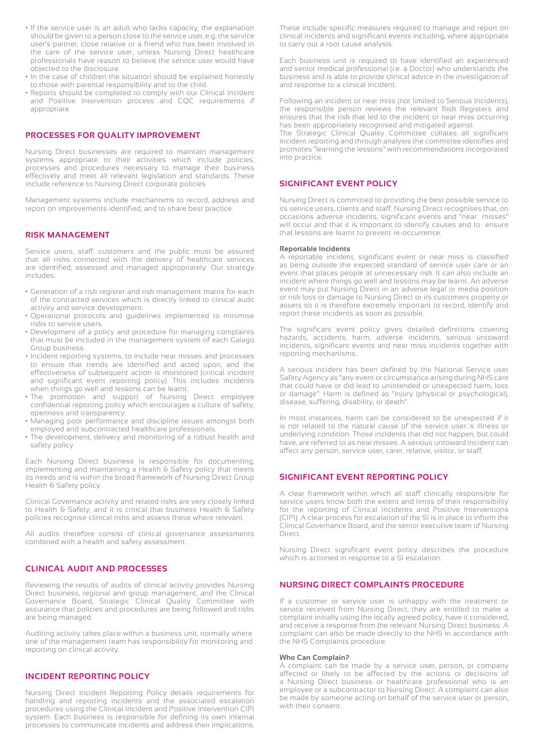- If the service user is an adult who lacks capacity, the explanation should be given to a person close to the service user, e.g. the service user's partner, close relative or a friend who has been involved in the care of the service user, unless Nursing Direct healthcare professionals have reason to believe the service user would have objected to the disclosure.
- In the case of children the situation should be explained honestly to those with parental responsibility and to the child.
- Reports should be completed to comply with our Clinical Incident and Positive Intervention process and CQC requirements if appropriate.

## PROCESSES FOR QUALITY IMPROVEMENT

Nursing Direct businesses are required to maintain management systems appropriate to their activities which include policies, processes and procedures necessary to manage their business effectively and meet all relevant legislation and standards. These include reference to Nursing Direct corporate policies.

Management systems include mechanisms to record, address and report on improvements identified, and to share best practice.

## RISK MANAGEMENT

Service users, staff, customers and the public must be assured that all risks connected with the delivery of healthcare services are identified, assessed and managed appropriately. Our strategy includes:

- Generation of a risk register and risk management matrix for each of the contracted services which is directly linked to clinical audit activity and service development.
- Operational protocols and guidelines implemented to minimise risks to service users.
- Development of a policy and procedure for managing complaints that must be included in the management system of each Galago Group business.
- Incident reporting systems, to include near misses and processes to ensure that trends are identified and acted upon, and the effectiveness of subsequent action is monitored (critical incident and significant event reporting policy). This includes incidents when things go well and lessons can be learnt.
- The promotion and support of Nursing Direct employee confidential reporting policy which encourages a culture of safety, openness and transparency.
- Managing poor performance and discipline issues amongst both employed and subcontracted healthcare professionals.
- The development, delivery and monitoring of a robust health and safety policy

Each Nursing Direct business is responsible for documenting, implementing and maintaining a Health & Safety policy that meets its needs and is within the broad framework of Nursing Direct Group Health & Safety policy.

Clinical Governance activity and related risks are very closely linked to Health & Safety, and it is critical that business Health & Safety policies recognise clinical risks and assess these where relevant.

All audits therefore consist of clinical governance assessments combined with a health and safety assessment.

## CLINICAL AUDIT AND PROCESSES

Reviewing the results of audits of clinical activity provides Nursing Direct business, regional and group management, and the Clinical Governance Board, Strategic Clinical Quality Committee with assurance that policies and procedures are being followed and risks are being managed.

Auditing activity takes place within a business unit, normally where one of the management team has responsibility for monitoring and reporting on clinical activity.

## INCIDENT REPORTING POLICY

Nursing Direct Incident Reporting Policy details requirements for handling and reporting incidents and the associated escalation procedures using the Clinical Incident and Positive Intervention CIPI system. Each business is responsible for defining its own internal processes to communicate incidents and address their implications.

These include specific measures required to manage and report on clinical incidents and significant events including, where appropriate to carry out a root cause analysis.

Each business unit is required to have identified an experienced and senior medical professional (i.e. a Doctor) who understands the business and is able to provide clinical advice in the investigation of and response to a clinical incident.

Following an incident or near miss (not limited to Serious Incidents), the responsible person reviews the relevant Risk Registers and ensures that the risk that led to the incident or near miss occurring has been appropriately recognised and mitigated against.
The Strategic Clinical Quality Committee collates all significant incident reporting and through analysis the committee identifies and promotes "learning the lessons" with recommendations incorporated into practice.

## SIGNIFICANT EVENT POLICY

Nursing Direct is committed to providing the best possible service to its service users, clients and staff. Nursing Direct recognises that, on occasions adverse incidents, significant events and "near misses" will occur and that it is important to identify causes and to ensure that lessons are learnt to prevent re-occurrence.

**Reportable Incidents**
A reportable incident, significant event or near miss is classified as being outside the expected standard of service user care or an event that places people at unnecessary risk. It can also include an incident where things go well and lessons may be learnt. An adverse event may put Nursing Direct in an adverse legal or media position or risk loss or damage to Nursing Direct or its customers property or assets so it is therefore extremely important to record, identify and report these incidents as soon as possible.

The significant event policy gives detailed definitions covering hazards, accidents, harm, adverse incidents, serious untoward incidents, significant events and near miss incidents together with reporting mechanisms.

A serious incident has been defined by the National Service user Safety Agency as "any event or circumstance arising during NHS care that could have or did lead to unintended or unexpected harm, loss or damage". Harm is defined as "injury (physical or psychological), disease, suffering, disability, or death".

In most instances, harm can be considered to be unexpected if it is not related to the natural cause of the service user□s illness or underlying condition. Those incidents that did not happen, but could have, are referred to as near misses. A serious untoward incident can affect any person, service user, carer, relative, visitor, or staff.

## SIGNIFICANT EVENT REPORTING POLICY

A clear framework within which all staff clinically responsible for service users know both the extent and limits of their responsibility for the reporting of Clinical Incidents and Positive Interventions (CIPI). A clear process for escalation of the SI is in place to inform the Clinical Governance Board, and the senior executive team of Nursing Direct.

Nursing Direct significant event policy describes the procedure which is actioned in response to a SI escalation.

## NURSING DIRECT COMPLAINTS PROCEDURE

If a customer or service user is unhappy with the treatment or service received from Nursing Direct, they are entitled to make a complaint initially using the locally agreed policy, have it considered, and receive a response from the relevant Nursing Direct business. A complaint can also be made directly to the NHS in accordance with the NHS Complaints procedure.

**Who Can Complain?**
A complaint can be made by a service user, person, or company affected or likely to be affected by the actions or decisions of a Nursing Direct business or healthcare professional who is an employee or a subcontractor to Nursing Direct. A complaint can also be made by someone acting on behalf of the service user or person, with their consent.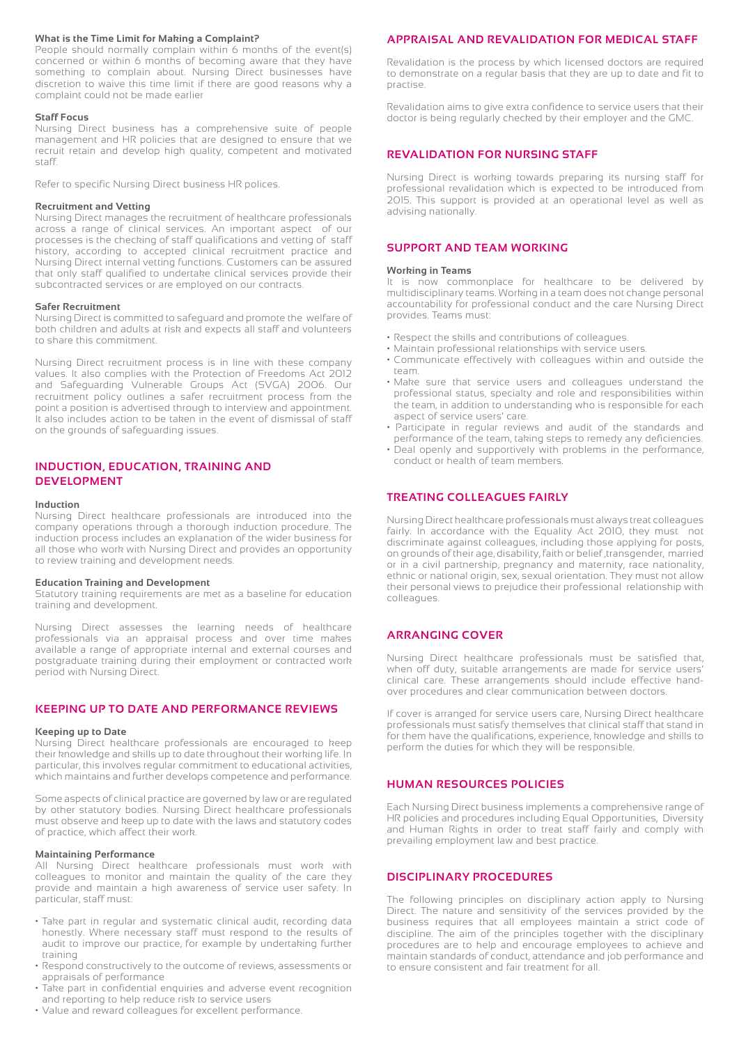#### What is the Time Limit for Making a Complaint?

People should normally complain within 6 months of the event(s) concerned or within 6 months of becoming aware that they have something to complain about. Nursing Direct businesses have discretion to waive this time limit if there are good reasons why a complaint could not be made earlier

#### Staff Focus

Nursing Direct business has a comprehensive suite of people management and HR policies that are designed to ensure that we recruit retain and develop high quality, competent and motivated staff.

Refer to specific Nursing Direct business HR polices.

#### Recruitment and Vetting

Nursing Direct manages the recruitment of healthcare professionals across a range of clinical services. An important aspect of our processes is the checking of staff qualifications and vetting of staff history, according to accepted clinical recruitment practice and Nursing Direct internal vetting functions. Customers can be assured that only staff qualified to undertake clinical services provide their subcontracted services or are employed on our contracts.

#### Safer Recruitment

Nursing Direct is committed to safeguard and promote the welfare of both children and adults at risk and expects all staff and volunteers to share this commitment.

Nursing Direct recruitment process is in line with these company values. It also complies with the Protection of Freedoms Act 2012 and Safeguarding Vulnerable Groups Act (SVGA) 2006. Our recruitment policy outlines a safer recruitment process from the point a position is advertised through to interview and appointment. It also includes action to be taken in the event of dismissal of staff on the grounds of safeguarding issues.

## INDUCTION, EDUCATION, TRAINING AND DEVELOPMENT

#### Induction

Nursing Direct healthcare professionals are introduced into the company operations through a thorough induction procedure. The induction process includes an explanation of the wider business for all those who work with Nursing Direct and provides an opportunity to review training and development needs.

#### Education Training and Development

Statutory training requirements are met as a baseline for education training and development.

Nursing Direct assesses the learning needs of healthcare professionals via an appraisal process and over time makes available a range of appropriate internal and external courses and postgraduate training during their employment or contracted work period with Nursing Direct.

## KEEPING UP TO DATE AND PERFORMANCE REVIEWS

#### Keeping up to Date

Nursing Direct healthcare professionals are encouraged to keep their knowledge and skills up to date throughout their working life. In particular, this involves regular commitment to educational activities, which maintains and further develops competence and performance.

Some aspects of clinical practice are governed by law or are regulated by other statutory bodies. Nursing Direct healthcare professionals must observe and keep up to date with the laws and statutory codes of practice, which affect their work.

#### Maintaining Performance

All Nursing Direct healthcare professionals must work with colleagues to monitor and maintain the quality of the care they provide and maintain a high awareness of service user safety. In particular, staff must:

- Take part in regular and systematic clinical audit, recording data honestly. Where necessary staff must respond to the results of audit to improve our practice, for example by undertaking further training
- Respond constructively to the outcome of reviews, assessments or appraisals of performance
- Take part in confidential enquiries and adverse event recognition and reporting to help reduce risk to service users
- Value and reward colleagues for excellent performance.

## APPRAISAL AND REVALIDATION FOR MEDICAL STAFF

Revalidation is the process by which licensed doctors are required to demonstrate on a regular basis that they are up to date and fit to practise.

Revalidation aims to give extra confidence to service users that their doctor is being regularly checked by their employer and the GMC.

## REVALIDATION FOR NURSING STAFF

Nursing Direct is working towards preparing its nursing staff for professional revalidation which is expected to be introduced from 2015. This support is provided at an operational level as well as advising nationally.

## SUPPORT AND TEAM WORKING

#### Working in Teams

It is now commonplace for healthcare to be delivered by multidisciplinary teams. Working in a team does not change personal accountability for professional conduct and the care Nursing Direct provides. Teams must:

- Respect the skills and contributions of colleagues.
- Maintain professional relationships with service users.
- Communicate effectively with colleagues within and outside the team.
- Make sure that service users and colleagues understand the professional status, specialty and role and responsibilities within the team, in addition to understanding who is responsible for each aspect of service users' care.
- Participate in regular reviews and audit of the standards and performance of the team, taking steps to remedy any deficiencies.
- Deal openly and supportively with problems in the performance, conduct or health of team members.

## TREATING COLLEAGUES FAIRLY

Nursing Direct healthcare professionals must always treat colleagues fairly. In accordance with the Equality Act 2010, they must not discriminate against colleagues, including those applying for posts, on grounds of their age, disability, faith or belief ,transgender, married or in a civil partnership, pregnancy and maternity, race nationality, ethnic or national origin, sex, sexual orientation. They must not allow their personal views to prejudice their professional relationship with colleagues.

## ARRANGING COVER

Nursing Direct healthcare professionals must be satisfied that, when off duty, suitable arrangements are made for service users' clinical care. These arrangements should include effective hand-over procedures and clear communication between doctors.

If cover is arranged for service users care, Nursing Direct healthcare professionals must satisfy themselves that clinical staff that stand in for them have the qualifications, experience, knowledge and skills to perform the duties for which they will be responsible.

## HUMAN RESOURCES POLICIES

Each Nursing Direct business implements a comprehensive range of HR policies and procedures including Equal Opportunities, Diversity and Human Rights in order to treat staff fairly and comply with prevailing employment law and best practice.

## DISCIPLINARY PROCEDURES

The following principles on disciplinary action apply to Nursing Direct. The nature and sensitivity of the services provided by the business requires that all employees maintain a strict code of discipline. The aim of the principles together with the disciplinary procedures are to help and encourage employees to achieve and maintain standards of conduct, attendance and job performance and to ensure consistent and fair treatment for all.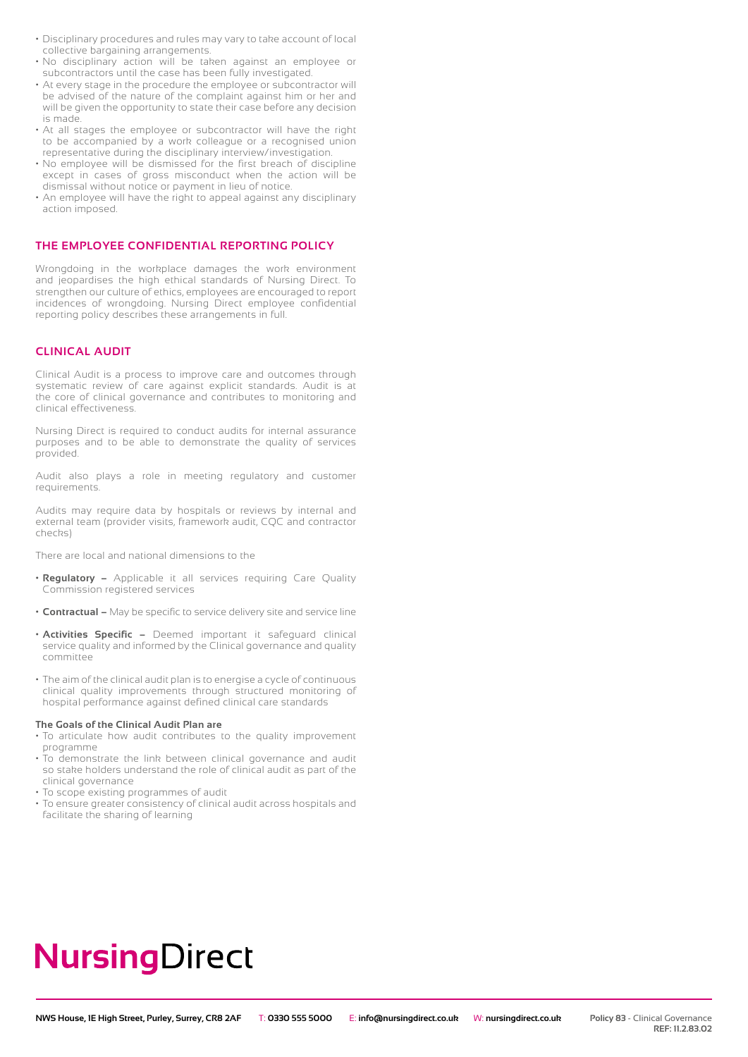- Disciplinary procedures and rules may vary to take account of local collective bargaining arrangements.
- No disciplinary action will be taken against an employee or subcontractors until the case has been fully investigated.
- At every stage in the procedure the employee or subcontractor will be advised of the nature of the complaint against him or her and will be given the opportunity to state their case before any decision is made.
- At all stages the employee or subcontractor will have the right to be accompanied by a work colleague or a recognised union representative during the disciplinary interview/investigation.
- No employee will be dismissed for the first breach of discipline except in cases of gross misconduct when the action will be dismissal without notice or payment in lieu of notice.
- An employee will have the right to appeal against any disciplinary action imposed.

## THE EMPLOYEE CONFIDENTIAL REPORTING POLICY

Wrongdoing in the workplace damages the work environment and jeopardises the high ethical standards of Nursing Direct. To strengthen our culture of ethics, employees are encouraged to report incidences of wrongdoing. Nursing Direct employee confidential reporting policy describes these arrangements in full.

## CLINICAL AUDIT

Clinical Audit is a process to improve care and outcomes through systematic review of care against explicit standards. Audit is at the core of clinical governance and contributes to monitoring and clinical effectiveness.

Nursing Direct is required to conduct audits for internal assurance purposes and to be able to demonstrate the quality of services provided.

Audit also plays a role in meeting regulatory and customer requirements.

Audits may require data by hospitals or reviews by internal and external team (provider visits, framework audit, CQC and contractor checks)

There are local and national dimensions to the

- **Regulatory –** Applicable it all services requiring Care Quality Commission registered services

- **Contractual –** May be specific to service delivery site and service line

- **Activities Specific –** Deemed important it safeguard clinical service quality and informed by the Clinical governance and quality committee

- The aim of the clinical audit plan is to energise a cycle of continuous clinical quality improvements through structured monitoring of hospital performance against defined clinical care standards

**The Goals of the Clinical Audit Plan are**

- To articulate how audit contributes to the quality improvement programme
- To demonstrate the link between clinical governance and audit so stake holders understand the role of clinical audit as part of the clinical governance
- To scope existing programmes of audit
- To ensure greater consistency of clinical audit across hospitals and facilitate the sharing of learning